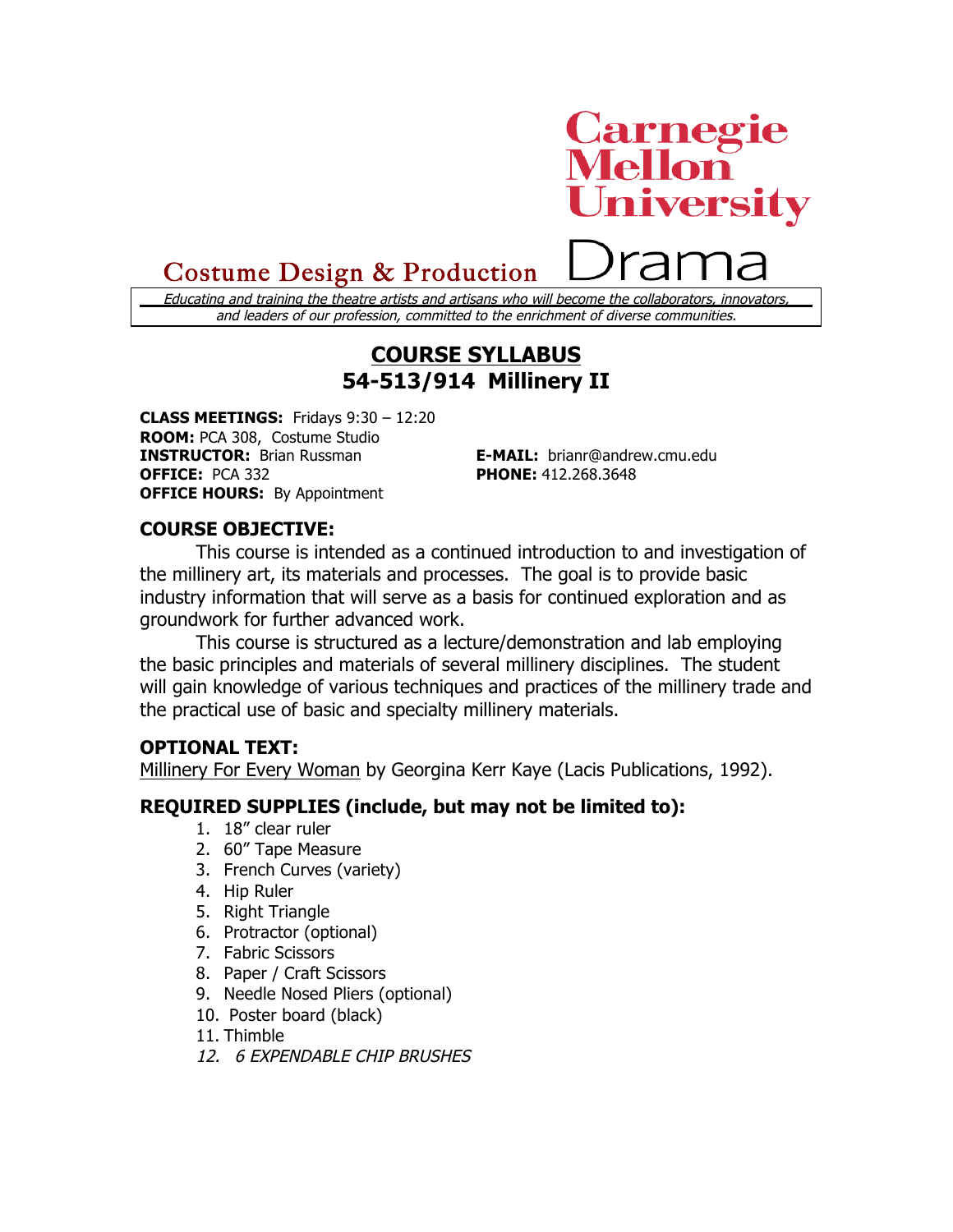Carnegie Mellon University

Costume Design & Production Drama

*Educating and training the theatre artists and artisans who will become the collaborators, innovators, and leaders of our profession, committed to the enrichment of diverse communities.*

# COURSE SYLLABUS
# 54-513/914 Millinery II

**CLASS MEETINGS:** Fridays 9:30 – 12:20
**ROOM:** PCA 308, Costume Studio
**INSTRUCTOR:** Brian Russman
**OFFICE:** PCA 332
**OFFICE HOURS:** By Appointment
**E-MAIL:** brianr@andrew.cmu.edu
**PHONE:** 412.268.3648

## COURSE OBJECTIVE:

This course is intended as a continued introduction to and investigation of the millinery art, its materials and processes. The goal is to provide basic industry information that will serve as a basis for continued exploration and as groundwork for further advanced work.

This course is structured as a lecture/demonstration and lab employing the basic principles and materials of several millinery disciplines. The student will gain knowledge of various techniques and practices of the millinery trade and the practical use of basic and specialty millinery materials.

## OPTIONAL TEXT:

Millinery For Every Woman by Georgina Kerr Kaye (Lacis Publications, 1992).

## REQUIRED SUPPLIES (include, but may not be limited to):

1. 18" clear ruler
2. 60" Tape Measure
3. French Curves (variety)
4. Hip Ruler
5. Right Triangle
6. Protractor (optional)
7. Fabric Scissors
8. Paper / Craft Scissors
9. Needle Nosed Pliers (optional)
10. Poster board (black)
11. Thimble
12. *6 EXPENDABLE CHIP BRUSHES*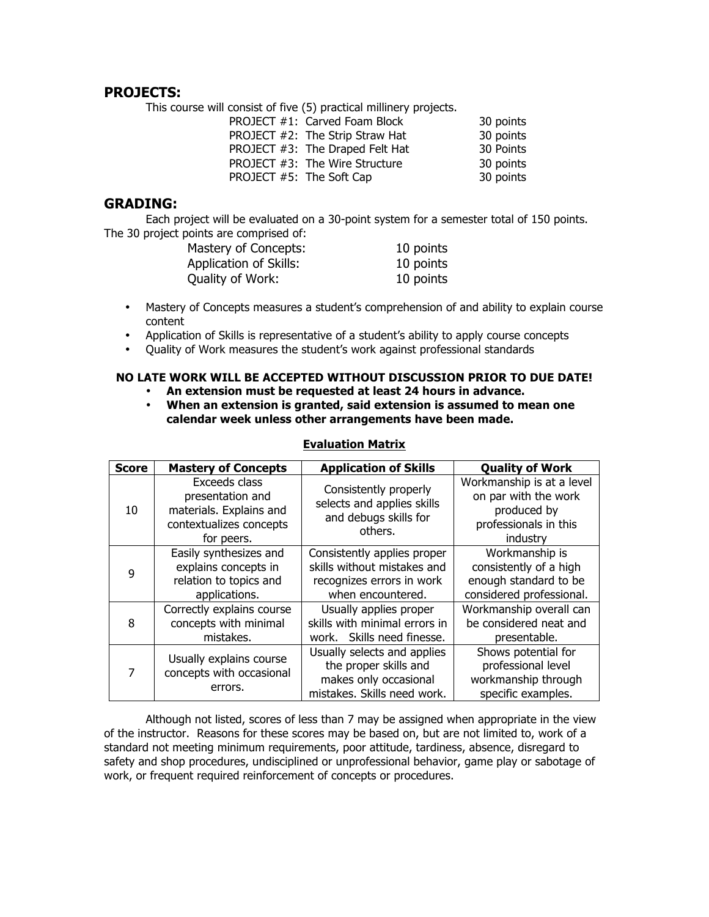## PROJECTS:

This course will consist of five (5) practical millinery projects.

| | |
|---|---|
| PROJECT #1: Carved Foam Block | 30 points |
| PROJECT #2: The Strip Straw Hat | 30 points |
| PROJECT #3: The Draped Felt Hat | 30 Points |
| PROJECT #3: The Wire Structure | 30 points |
| PROJECT #5: The Soft Cap | 30 points |

## GRADING:

Each project will be evaluated on a 30-point system for a semester total of 150 points. The 30 project points are comprised of:

| | |
|---|---|
| Mastery of Concepts: | 10 points |
| Application of Skills: | 10 points |
| Quality of Work: | 10 points |

- Mastery of Concepts measures a student's comprehension of and ability to explain course content
- Application of Skills is representative of a student's ability to apply course concepts
- Quality of Work measures the student's work against professional standards

**NO LATE WORK WILL BE ACCEPTED WITHOUT DISCUSSION PRIOR TO DUE DATE!**

- **An extension must be requested at least 24 hours in advance.**
- **When an extension is granted, said extension is assumed to mean one calendar week unless other arrangements have been made.**

**Evaluation Matrix**

| Score | Mastery of Concepts | Application of Skills | Quality of Work |
|---|---|---|---|
| 10 | Exceeds class presentation and materials. Explains and contextualizes concepts for peers. | Consistently properly selects and applies skills and debugs skills for others. | Workmanship is at a level on par with the work produced by professionals in this industry |
| 9 | Easily synthesizes and explains concepts in relation to topics and applications. | Consistently applies proper skills without mistakes and recognizes errors in work when encountered. | Workmanship is consistently of a high enough standard to be considered professional. |
| 8 | Correctly explains course concepts with minimal mistakes. | Usually applies proper skills with minimal errors in work. Skills need finesse. | Workmanship overall can be considered neat and presentable. |
| 7 | Usually explains course concepts with occasional errors. | Usually selects and applies the proper skills and makes only occasional mistakes. Skills need work. | Shows potential for professional level workmanship through specific examples. |

Although not listed, scores of less than 7 may be assigned when appropriate in the view of the instructor. Reasons for these scores may be based on, but are not limited to, work of a standard not meeting minimum requirements, poor attitude, tardiness, absence, disregard to safety and shop procedures, undisciplined or unprofessional behavior, game play or sabotage of work, or frequent required reinforcement of concepts or procedures.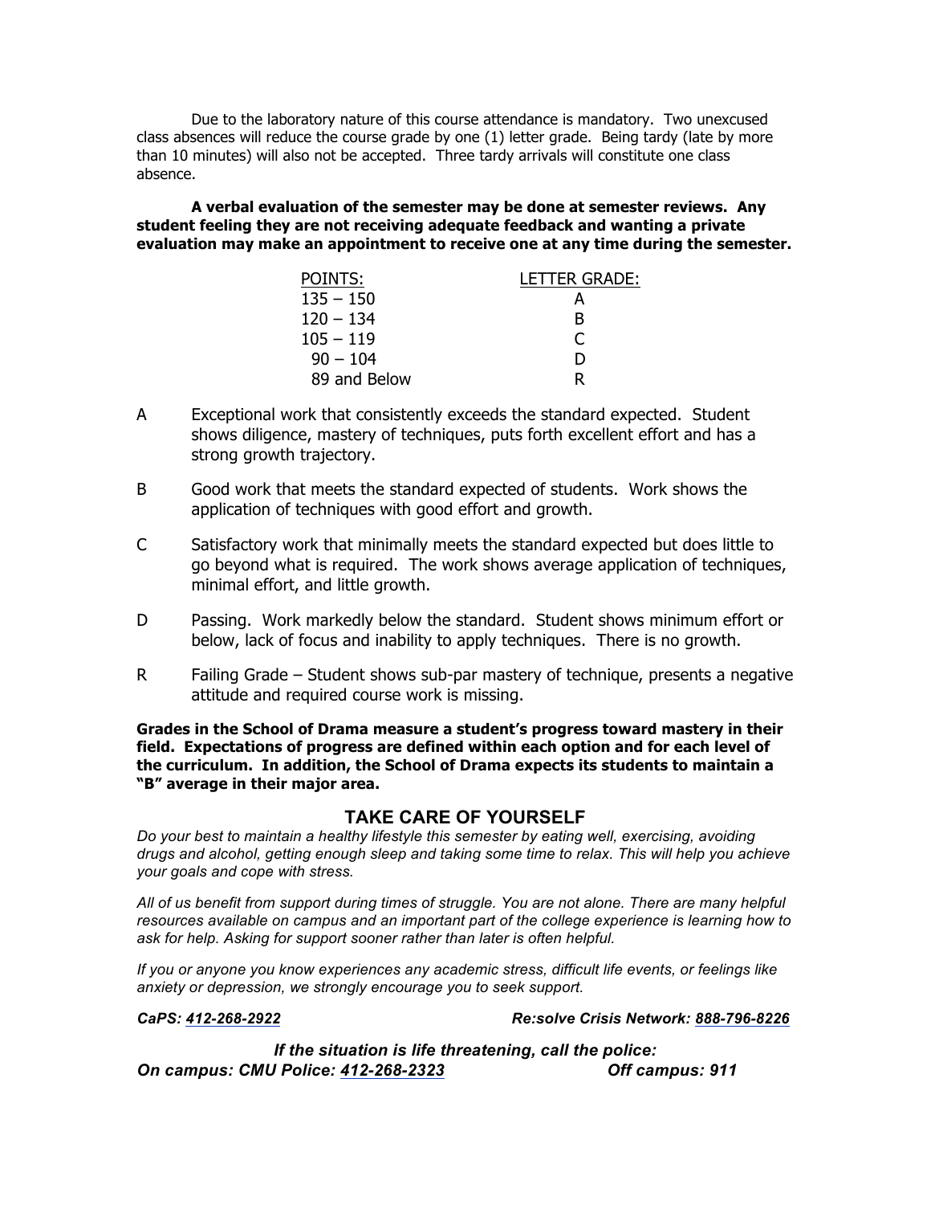Due to the laboratory nature of this course attendance is mandatory. Two unexcused class absences will reduce the course grade by one (1) letter grade. Being tardy (late by more than 10 minutes) will also not be accepted. Three tardy arrivals will constitute one class absence.

**A verbal evaluation of the semester may be done at semester reviews. Any student feeling they are not receiving adequate feedback and wanting a private evaluation may make an appointment to receive one at any time during the semester.**

| POINTS: | LETTER GRADE: |
|---|---|
| 135 – 150 | A |
| 120 – 134 | B |
| 105 – 119 | C |
| 90 – 104 | D |
| 89 and Below | R |

A — Exceptional work that consistently exceeds the standard expected. Student shows diligence, mastery of techniques, puts forth excellent effort and has a strong growth trajectory.

B — Good work that meets the standard expected of students. Work shows the application of techniques with good effort and growth.

C — Satisfactory work that minimally meets the standard expected but does little to go beyond what is required. The work shows average application of techniques, minimal effort, and little growth.

D — Passing. Work markedly below the standard. Student shows minimum effort or below, lack of focus and inability to apply techniques. There is no growth.

R — Failing Grade – Student shows sub-par mastery of technique, presents a negative attitude and required course work is missing.

**Grades in the School of Drama measure a student's progress toward mastery in their field. Expectations of progress are defined within each option and for each level of the curriculum. In addition, the School of Drama expects its students to maintain a "B" average in their major area.**

## TAKE CARE OF YOURSELF

*Do your best to maintain a healthy lifestyle this semester by eating well, exercising, avoiding drugs and alcohol, getting enough sleep and taking some time to relax. This will help you achieve your goals and cope with stress.*

*All of us benefit from support during times of struggle. You are not alone. There are many helpful resources available on campus and an important part of the college experience is learning how to ask for help. Asking for support sooner rather than later is often helpful.*

*If you or anyone you know experiences any academic stress, difficult life events, or feelings like anxiety or depression, we strongly encourage you to seek support.*

***CaPS: 412-268-2922*** ***Re:solve Crisis Network: 888-796-8226***

***If the situation is life threatening, call the police:***
***On campus: CMU Police: 412-268-2323*** ***Off campus: 911***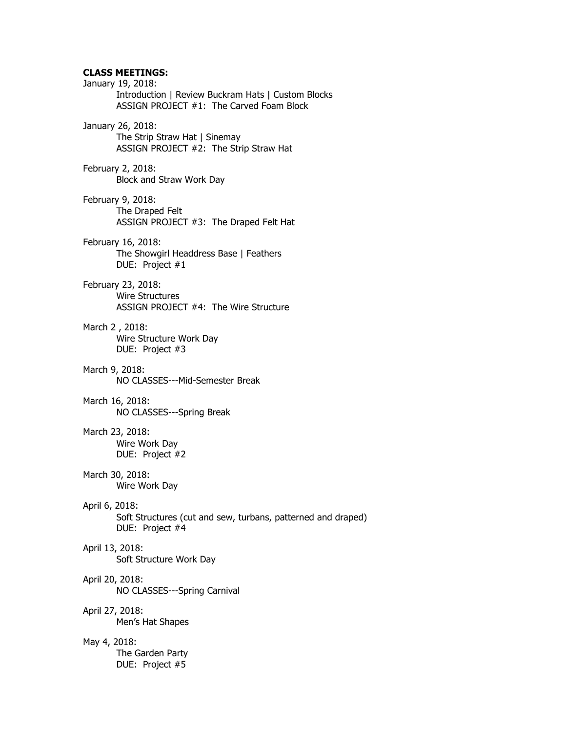**CLASS MEETINGS:**

January 19, 2018:
Introduction | Review Buckram Hats | Custom Blocks
ASSIGN PROJECT #1: The Carved Foam Block

January 26, 2018:
The Strip Straw Hat | Sinemay
ASSIGN PROJECT #2: The Strip Straw Hat

February 2, 2018:
Block and Straw Work Day

February 9, 2018:
The Draped Felt
ASSIGN PROJECT #3: The Draped Felt Hat

February 16, 2018:
The Showgirl Headdress Base | Feathers
DUE: Project #1

February 23, 2018:
Wire Structures
ASSIGN PROJECT #4: The Wire Structure

March 2 , 2018:
Wire Structure Work Day
DUE: Project #3

March 9, 2018:
NO CLASSES---Mid-Semester Break

March 16, 2018:
NO CLASSES---Spring Break

March 23, 2018:
Wire Work Day
DUE: Project #2

March 30, 2018:
Wire Work Day

April 6, 2018:
Soft Structures (cut and sew, turbans, patterned and draped)
DUE: Project #4

April 13, 2018:
Soft Structure Work Day

April 20, 2018:
NO CLASSES---Spring Carnival

April 27, 2018:
Men's Hat Shapes

May 4, 2018:
The Garden Party
DUE: Project #5